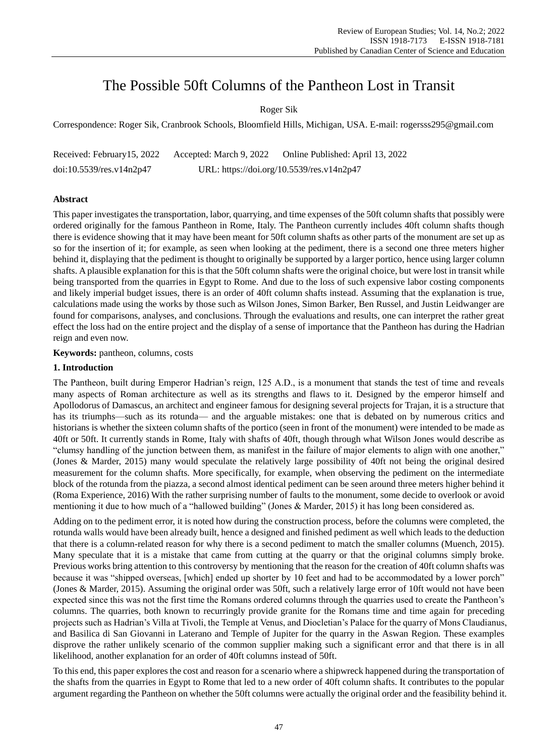# The Possible 50ft Columns of the Pantheon Lost in Transit

Roger Sik

Correspondence: Roger Sik, Cranbrook Schools, Bloomfield Hills, Michigan, USA. E-mail: rogersss295@gmail.com

Received: February15, 2022 Accepted: March 9, 2022 Online Published: April 13, 2022

doi:10.5539/res.v14n2p47 URL: https://doi.org/10.5539/res.v14n2p47

## Abstract

This paper investigates the transportation, labor, quarrying, and time expenses of the 50ft column shafts that possibly were ordered originally for the famous Pantheon in Rome, Italy. The Pantheon currently includes 40ft column shafts though there is evidence showing that it may have been meant for 50ft column shafts as other parts of the monument are set up as so for the insertion of it; for example, as seen when looking at the pediment, there is a second one three meters higher behind it, displaying that the pediment is thought to originally be supported by a larger portico, hence using larger column shafts. A plausible explanation for this is that the 50ft column shafts were the original choice, but were lost in transit while being transported from the quarries in Egypt to Rome. And due to the loss of such expensive labor costing components and likely imperial budget issues, there is an order of 40ft column shafts instead. Assuming that the explanation is true, calculations made using the works by those such as Wilson Jones, Simon Barker, Ben Russel, and Justin Leidwanger are found for comparisons, analyses, and conclusions. Through the evaluations and results, one can interpret the rather great effect the loss had on the entire project and the display of a sense of importance that the Pantheon has during the Hadrian reign and even now.

**Keywords:** pantheon, columns, costs

## 1. Introduction

The Pantheon, built during Emperor Hadrian's reign, 125 A.D., is a monument that stands the test of time and reveals many aspects of Roman architecture as well as its strengths and flaws to it. Designed by the emperor himself and Apollodorus of Damascus, an architect and engineer famous for designing several projects for Trajan, it is a structure that has its triumphs—such as its rotunda— and the arguable mistakes: one that is debated on by numerous critics and historians is whether the sixteen column shafts of the portico (seen in front of the monument) were intended to be made as 40ft or 50ft. It currently stands in Rome, Italy with shafts of 40ft, though through what Wilson Jones would describe as "clumsy handling of the junction between them, as manifest in the failure of major elements to align with one another," (Jones & Marder, 2015) many would speculate the relatively large possibility of 40ft not being the original desired measurement for the column shafts. More specifically, for example, when observing the pediment on the intermediate block of the rotunda from the piazza, a second almost identical pediment can be seen around three meters higher behind it (Roma Experience, 2016) With the rather surprising number of faults to the monument, some decide to overlook or avoid mentioning it due to how much of a "hallowed building" (Jones & Marder, 2015) it has long been considered as.

Adding on to the pediment error, it is noted how during the construction process, before the columns were completed, the rotunda walls would have been already built, hence a designed and finished pediment as well which leads to the deduction that there is a column-related reason for why there is a second pediment to match the smaller columns (Muench, 2015). Many speculate that it is a mistake that came from cutting at the quarry or that the original columns simply broke. Previous works bring attention to this controversy by mentioning that the reason for the creation of 40ft column shafts was because it was "shipped overseas, [which] ended up shorter by 10 feet and had to be accommodated by a lower porch" (Jones & Marder, 2015). Assuming the original order was 50ft, such a relatively large error of 10ft would not have been expected since this was not the first time the Romans ordered columns through the quarries used to create the Pantheon's columns. The quarries, both known to recurringly provide granite for the Romans time and time again for preceding projects such as Hadrian's Villa at Tivoli, the Temple at Venus, and Diocletian's Palace for the quarry of Mons Claudianus, and Basilica di San Giovanni in Laterano and Temple of Jupiter for the quarry in the Aswan Region. These examples disprove the rather unlikely scenario of the common supplier making such a significant error and that there is in all likelihood, another explanation for an order of 40ft columns instead of 50ft.

To this end, this paper explores the cost and reason for a scenario where a shipwreck happened during the transportation of the shafts from the quarries in Egypt to Rome that led to a new order of 40ft column shafts. It contributes to the popular argument regarding the Pantheon on whether the 50ft columns were actually the original order and the feasibility behind it.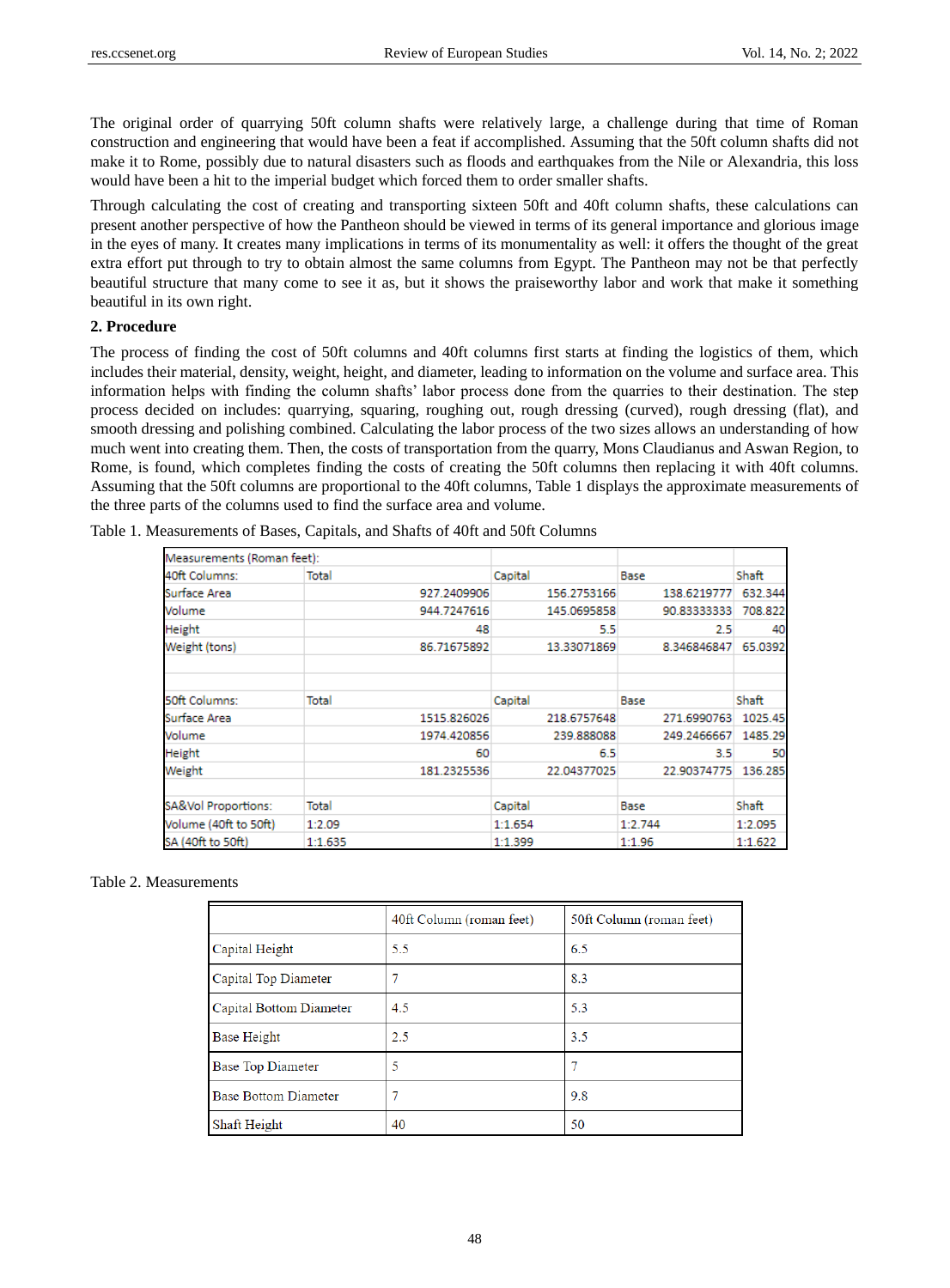The original order of quarrying 50ft column shafts were relatively large, a challenge during that time of Roman construction and engineering that would have been a feat if accomplished. Assuming that the 50ft column shafts did not make it to Rome, possibly due to natural disasters such as floods and earthquakes from the Nile or Alexandria, this loss would have been a hit to the imperial budget which forced them to order smaller shafts.

Through calculating the cost of creating and transporting sixteen 50ft and 40ft column shafts, these calculations can present another perspective of how the Pantheon should be viewed in terms of its general importance and glorious image in the eyes of many. It creates many implications in terms of its monumentality as well: it offers the thought of the great extra effort put through to try to obtain almost the same columns from Egypt. The Pantheon may not be that perfectly beautiful structure that many come to see it as, but it shows the praiseworthy labor and work that make it something beautiful in its own right.

## 2. Procedure

The process of finding the cost of 50ft columns and 40ft columns first starts at finding the logistics of them, which includes their material, density, weight, height, and diameter, leading to information on the volume and surface area. This information helps with finding the column shafts' labor process done from the quarries to their destination. The step process decided on includes: quarrying, squaring, roughing out, rough dressing (curved), rough dressing (flat), and smooth dressing and polishing combined. Calculating the labor process of the two sizes allows an understanding of how much went into creating them. Then, the costs of transportation from the quarry, Mons Claudianus and Aswan Region, to Rome, is found, which completes finding the costs of creating the 50ft columns then replacing it with 40ft columns. Assuming that the 50ft columns are proportional to the 40ft columns, Table 1 displays the approximate measurements of the three parts of the columns used to find the surface area and volume.

Table 1. Measurements of Bases, Capitals, and Shafts of 40ft and 50ft Columns

| Measurements (Roman feet): | | | | |
|---|---|---|---|---|
| 40ft Columns: | Total | Capital | Base | Shaft |
| Surface Area | 927.2409906 | 156.2753166 | 138.6219777 | 632.344 |
| Volume | 944.7247616 | 145.0695858 | 90.83333333 | 708.822 |
| Height | 48 | 5.5 | 2.5 | 40 |
| Weight (tons) | 86.71675892 | 13.33071869 | 8.346846847 | 65.0392 |
| | | | | |
| 50ft Columns: | Total | Capital | Base | Shaft |
| Surface Area | 1515.826026 | 218.6757648 | 271.6990763 | 1025.45 |
| Volume | 1974.420856 | 239.888088 | 249.2466667 | 1485.29 |
| Height | 60 | 6.5 | 3.5 | 50 |
| Weight | 181.2325536 | 22.04377025 | 22.90374775 | 136.285 |
| | | | | |
| SA&Vol Proportions: | Total | Capital | Base | Shaft |
| Volume (40ft to 50ft) | 1:2.09 | 1:1.654 | 1:2.744 | 1:2.095 |
| SA (40ft to 50ft) | 1:1.635 | 1:1.399 | 1:1.96 | 1:1.622 |

Table 2. Measurements

| | 40ft Column (roman feet) | 50ft Column (roman feet) |
|---|---|---|
| Capital Height | 5.5 | 6.5 |
| Capital Top Diameter | 7 | 8.3 |
| Capital Bottom Diameter | 4.5 | 5.3 |
| Base Height | 2.5 | 3.5 |
| Base Top Diameter | 5 | 7 |
| Base Bottom Diameter | 7 | 9.8 |
| Shaft Height | 40 | 50 |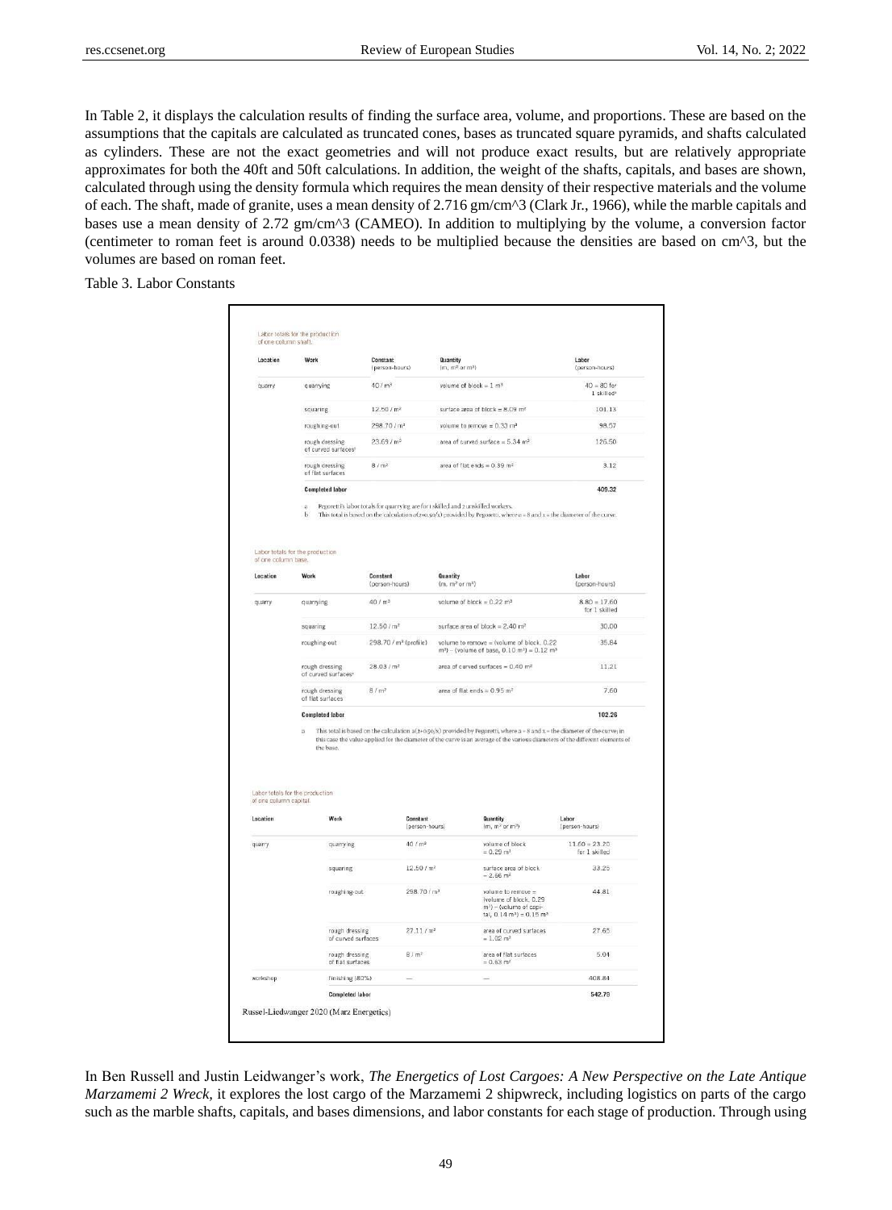In Table 2, it displays the calculation results of finding the surface area, volume, and proportions. These are based on the assumptions that the capitals are calculated as truncated cones, bases as truncated square pyramids, and shafts calculated as cylinders. These are not the exact geometries and will not produce exact results, but are relatively appropriate approximates for both the 40ft and 50ft calculations. In addition, the weight of the shafts, capitals, and bases are shown, calculated through using the density formula which requires the mean density of their respective materials and the volume of each. The shaft, made of granite, uses a mean density of 2.716 gm/cm^3 (Clark Jr., 1966), while the marble capitals and bases use a mean density of 2.72 gm/cm^3 (CAMEO). In addition to multiplying by the volume, a conversion factor (centimeter to roman feet is around 0.0338) needs to be multiplied because the densities are based on cm^3, but the volumes are based on roman feet.

Table 3. Labor Constants

Labor totals for the production of one column shaft.

| Location | Work | Constant (person-hours) | Quantity (m, m² or m³) | Labor (person-hours) |
|---|---|---|---|---|
| quarry | quarrying | 40 / m³ | volume of block = 1 m³ | 40 = 80 for 1 skilled[a] |
| | squaring | 12.50 / m² | surface area of block = 8.09 m² | 101.13 |
| | roughing-out | 298.70 / m³ | volume to remove = 0.33 m³ | 98.57 |
| | rough dressing of curved surfaces[b] | 23.69 / m² | area of curved surface = 5.34 m² | 126.50 |
| | rough dressing of flat surfaces | 8 / m² | area of flat ends = 0.39 m² | 3.12 |
| | **Completed labor** | | | **409.32** |

a Pegoretti's labor totals for quarrying are for 1 skilled and 7 unskilled workers.
b This total is based on the calculation a(1+0.50/x) provided by Pegoretti, where a = 8 and x = the diameter of the curve.

Labor totals for the production of one column base.

| Location | Work | Constant (person-hours) | Quantity (m, m² or m³) | Labor (person-hours) |
|---|---|---|---|---|
| quarry | quarrying | 40 / m³ | volume of block = 0.22 m³ | 8.80 = 17.60 for 1 skilled |
| | squaring | 12.50 / m² | surface area of block = 2.40 m² | 30.00 |
| | roughing-out | 298.70 / m³ (profile) | volume to remove = (volume of block, 0.22 m³) – (volume of base, 0.10 m³) = 0.12 m³ | 35.84 |
| | rough dressing of curved surfaces[a] | 28.03 / m² | area of curved surfaces = 0.40 m² | 11.21 |
| | rough dressing of flat surfaces | 8 / m² | area of flat ends = 0.95 m² | 7.60 |
| | **Completed labor** | | | **102.26** |

a This total is based on the calculation a(1+0.50/x) provided by Pegoretti, where a = 8 and x = the diameter of the curve; in this case the value applied for the diameter of the curve is an average of the various diameters of the different elements of the base.

Labor totals for the production of one column capital.

| Location | Work | Constant (person-hours) | Quantity (m, m² or m³) | Labor (person-hours) |
|---|---|---|---|---|
| quarry | quarrying | 40 / m³ | volume of block = 0.29 m³ | 11.60 = 23.20 for 1 skilled |
| | squaring | 12.50 / m² | surface area of block = 2.66 m² | 33.25 |
| | roughing-out | 298.70 / m³ | volume to remove = (volume of block, 0.29 m³) – (volume of capital, 0.14 m³) = 0.15 m³ | 44.81 |
| | rough dressing of curved surfaces | 27.11 / m² | area of curved surfaces = 1.02 m² | 27.65 |
| | rough dressing of flat surfaces | 8 / m² | area of flat surfaces = 0.63 m² | 5.04 |
| workshop | finishing (80%) | — | — | 408.84 |
| | **Completed labor** | | | **542.79** |

Russel-Liedwanger 2020 (Marz Energetics)

In Ben Russell and Justin Leidwanger's work, *The Energetics of Lost Cargoes: A New Perspective on the Late Antique Marzamemi 2 Wreck*, it explores the lost cargo of the Marzamemi 2 shipwreck, including logistics on parts of the cargo such as the marble shafts, capitals, and bases dimensions, and labor constants for each stage of production. Through using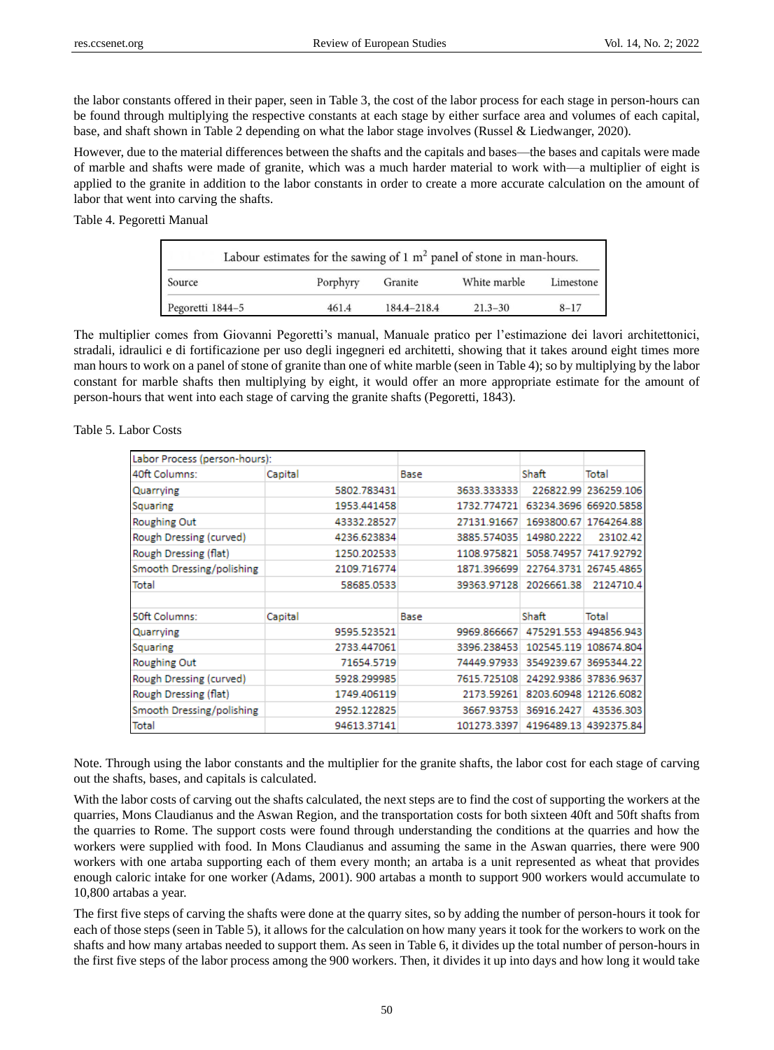the labor constants offered in their paper, seen in Table 3, the cost of the labor process for each stage in person-hours can be found through multiplying the respective constants at each stage by either surface area and volumes of each capital, base, and shaft shown in Table 2 depending on what the labor stage involves (Russel & Liedwanger, 2020).

However, due to the material differences between the shafts and the capitals and bases—the bases and capitals were made of marble and shafts were made of granite, which was a much harder material to work with—a multiplier of eight is applied to the granite in addition to the labor constants in order to create a more accurate calculation on the amount of labor that went into carving the shafts.

Table 4. Pegoretti Manual

| Labour estimates for the sawing of 1 m$^2$ panel of stone in man-hours. | | | | |
|---|---|---|---|---|
| Source | Porphyry | Granite | White marble | Limestone |
| Pegoretti 1844–5 | 461.4 | 184.4–218.4 | 21.3–30 | 8–17 |

The multiplier comes from Giovanni Pegoretti's manual, Manuale pratico per l'estimazione dei lavori architettonici, stradali, idraulici e di fortificazione per uso degli ingegneri ed architetti, showing that it takes around eight times more man hours to work on a panel of stone of granite than one of white marble (seen in Table 4); so by multiplying by the labor constant for marble shafts then multiplying by eight, it would offer an more appropriate estimate for the amount of person-hours that went into each stage of carving the granite shafts (Pegoretti, 1843).

Table 5. Labor Costs

| Labor Process (person-hours): | | | | |
|---|---|---|---|---|
| 40ft Columns: | Capital | Base | Shaft | Total |
| Quarrying | 5802.783431 | 3633.333333 | 226822.99 | 236259.106 |
| Squaring | 1953.441458 | 1732.774721 | 63234.3696 | 66920.5858 |
| Roughing Out | 43332.28527 | 27131.91667 | 1693800.67 | 1764264.88 |
| Rough Dressing (curved) | 4236.623834 | 3885.574035 | 14980.2222 | 23102.42 |
| Rough Dressing (flat) | 1250.202533 | 1108.975821 | 5058.74957 | 7417.92792 |
| Smooth Dressing/polishing | 2109.716774 | 1871.396699 | 22764.3731 | 26745.4865 |
| Total | 58685.0533 | 39363.97128 | 2026661.38 | 2124710.4 |
| | | | | |
| 50ft Columns: | Capital | Base | Shaft | Total |
| Quarrying | 9595.523521 | 9969.866667 | 475291.553 | 494856.943 |
| Squaring | 2733.447061 | 3396.238453 | 102545.119 | 108674.804 |
| Roughing Out | 71654.5719 | 74449.97933 | 3549239.67 | 3695344.22 |
| Rough Dressing (curved) | 5928.299985 | 7615.725108 | 24292.9386 | 37836.9637 |
| Rough Dressing (flat) | 1749.406119 | 2173.59261 | 8203.60948 | 12126.6082 |
| Smooth Dressing/polishing | 2952.122825 | 3667.93753 | 36916.2427 | 43536.303 |
| Total | 94613.37141 | 101273.3397 | 4196489.13 | 4392375.84 |

Note. Through using the labor constants and the multiplier for the granite shafts, the labor cost for each stage of carving out the shafts, bases, and capitals is calculated.

With the labor costs of carving out the shafts calculated, the next steps are to find the cost of supporting the workers at the quarries, Mons Claudianus and the Aswan Region, and the transportation costs for both sixteen 40ft and 50ft shafts from the quarries to Rome. The support costs were found through understanding the conditions at the quarries and how the workers were supplied with food. In Mons Claudianus and assuming the same in the Aswan quarries, there were 900 workers with one artaba supporting each of them every month; an artaba is a unit represented as wheat that provides enough caloric intake for one worker (Adams, 2001). 900 artabas a month to support 900 workers would accumulate to 10,800 artabas a year.

The first five steps of carving the shafts were done at the quarry sites, so by adding the number of person-hours it took for each of those steps (seen in Table 5), it allows for the calculation on how many years it took for the workers to work on the shafts and how many artabas needed to support them. As seen in Table 6, it divides up the total number of person-hours in the first five steps of the labor process among the 900 workers. Then, it divides it up into days and how long it would take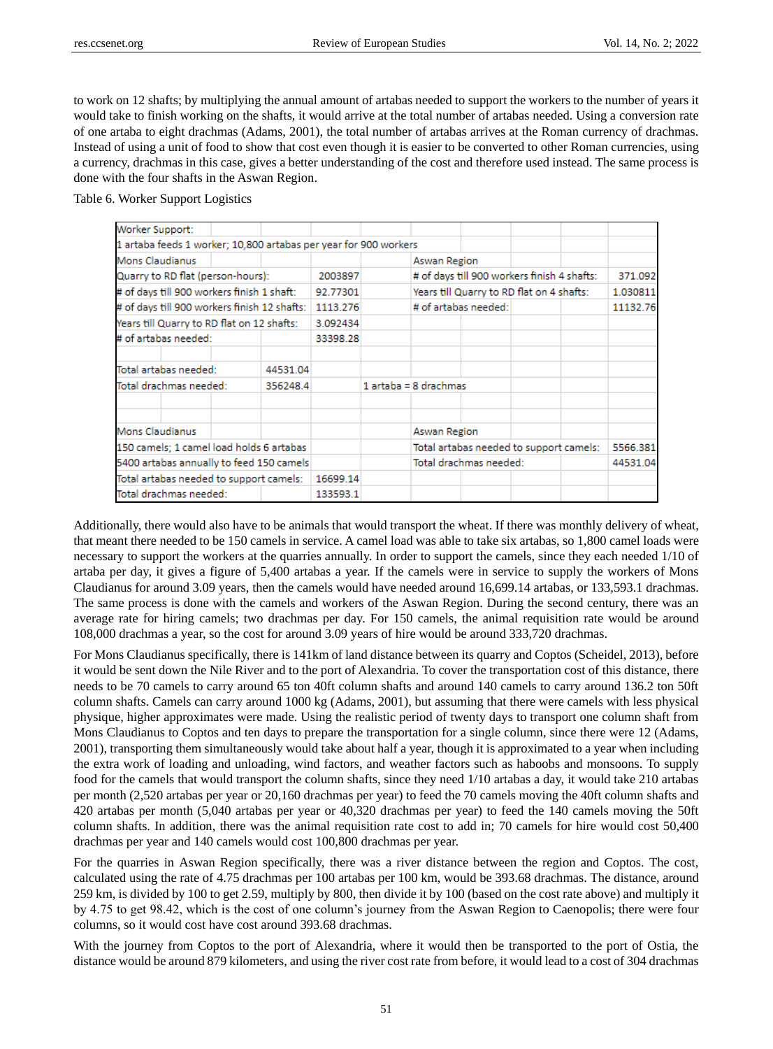to work on 12 shafts; by multiplying the annual amount of artabas needed to support the workers to the number of years it would take to finish working on the shafts, it would arrive at the total number of artabas needed. Using a conversion rate of one artaba to eight drachmas (Adams, 2001), the total number of artabas arrives at the Roman currency of drachmas. Instead of using a unit of food to show that cost even though it is easier to be converted to other Roman currencies, using a currency, drachmas in this case, gives a better understanding of the cost and therefore used instead. The same process is done with the four shafts in the Aswan Region.

Table 6. Worker Support Logistics

| Worker Support: | | | | | | | | | |
|---|---|---|---|---|---|---|---|---|---|
| 1 artaba feeds 1 worker; 10,800 artabas per year for 900 workers | | | | | | | | | |
| Mons Claudianus | | | | | Aswan Region | | | | |
| Quarry to RD flat (person-hours): | | | 2003897 | | # of days till 900 workers finish 4 shafts: | | | | 371.092 |
| # of days till 900 workers finish 1 shaft: | | | 92.77301 | | Years till Quarry to RD flat on 4 shafts: | | | | 1.030811 |
| # of days till 900 workers finish 12 shafts: | | | 1113.276 | | # of artabas needed: | | | | 11132.76 |
| Years till Quarry to RD flat on 12 shafts: | | | 3.092434 | | | | | | |
| # of artabas needed: | | | 33398.28 | | | | | | |
| | | | | | | | | | |
| Total artabas needed: | | 44531.04 | | | | | | | |
| Total drachmas needed: | | 356248.4 | | 1 artaba = 8 drachmas | | | | | |
| | | | | | | | | | |
| | | | | | | | | | |
| Mons Claudianus | | | | | Aswan Region | | | | |
| 150 camels; 1 camel load holds 6 artabas | | | | | Total artabas needed to support camels: | | | | 5566.381 |
| 5400 artabas annually to feed 150 camels | | | | | Total drachmas needed: | | | | 44531.04 |
| Total artabas needed to support camels: | | | 16699.14 | | | | | | |
| Total drachmas needed: | | | 133593.1 | | | | | | |

Additionally, there would also have to be animals that would transport the wheat. If there was monthly delivery of wheat, that meant there needed to be 150 camels in service. A camel load was able to take six artabas, so 1,800 camel loads were necessary to support the workers at the quarries annually. In order to support the camels, since they each needed 1/10 of artaba per day, it gives a figure of 5,400 artabas a year. If the camels were in service to supply the workers of Mons Claudianus for around 3.09 years, then the camels would have needed around 16,699.14 artabas, or 133,593.1 drachmas. The same process is done with the camels and workers of the Aswan Region. During the second century, there was an average rate for hiring camels; two drachmas per day. For 150 camels, the animal requisition rate would be around 108,000 drachmas a year, so the cost for around 3.09 years of hire would be around 333,720 drachmas.

For Mons Claudianus specifically, there is 141km of land distance between its quarry and Coptos (Scheidel, 2013), before it would be sent down the Nile River and to the port of Alexandria. To cover the transportation cost of this distance, there needs to be 70 camels to carry around 65 ton 40ft column shafts and around 140 camels to carry around 136.2 ton 50ft column shafts. Camels can carry around 1000 kg (Adams, 2001), but assuming that there were camels with less physical physique, higher approximates were made. Using the realistic period of twenty days to transport one column shaft from Mons Claudianus to Coptos and ten days to prepare the transportation for a single column, since there were 12 (Adams, 2001), transporting them simultaneously would take about half a year, though it is approximated to a year when including the extra work of loading and unloading, wind factors, and weather factors such as haboobs and monsoons. To supply food for the camels that would transport the column shafts, since they need 1/10 artabas a day, it would take 210 artabas per month (2,520 artabas per year or 20,160 drachmas per year) to feed the 70 camels moving the 40ft column shafts and 420 artabas per month (5,040 artabas per year or 40,320 drachmas per year) to feed the 140 camels moving the 50ft column shafts. In addition, there was the animal requisition rate cost to add in; 70 camels for hire would cost 50,400 drachmas per year and 140 camels would cost 100,800 drachmas per year.

For the quarries in Aswan Region specifically, there was a river distance between the region and Coptos. The cost, calculated using the rate of 4.75 drachmas per 100 artabas per 100 km, would be 393.68 drachmas. The distance, around 259 km, is divided by 100 to get 2.59, multiply by 800, then divide it by 100 (based on the cost rate above) and multiply it by 4.75 to get 98.42, which is the cost of one column's journey from the Aswan Region to Caenopolis; there were four columns, so it would cost have cost around 393.68 drachmas.

With the journey from Coptos to the port of Alexandria, where it would then be transported to the port of Ostia, the distance would be around 879 kilometers, and using the river cost rate from before, it would lead to a cost of 304 drachmas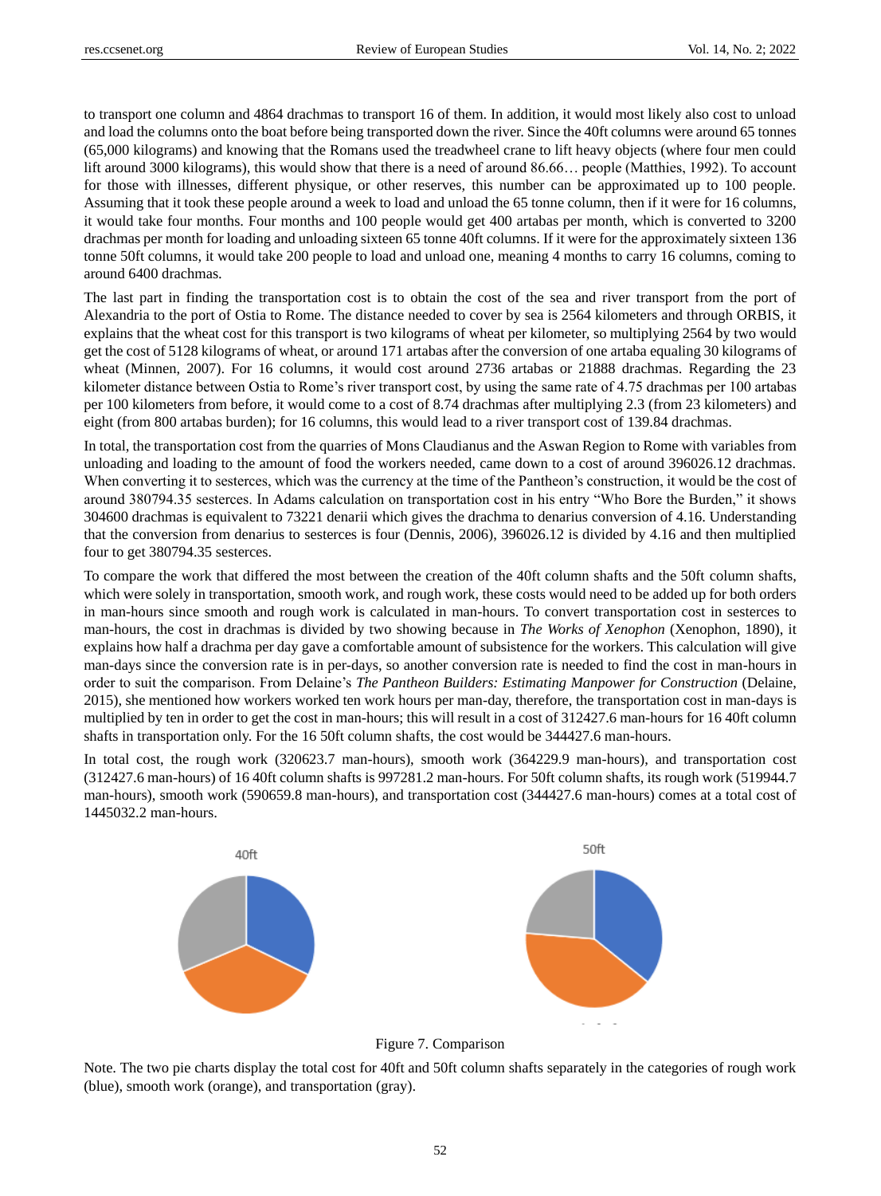to transport one column and 4864 drachmas to transport 16 of them. In addition, it would most likely also cost to unload and load the columns onto the boat before being transported down the river. Since the 40ft columns were around 65 tonnes (65,000 kilograms) and knowing that the Romans used the treadwheel crane to lift heavy objects (where four men could lift around 3000 kilograms), this would show that there is a need of around 86.66… people (Matthies, 1992). To account for those with illnesses, different physique, or other reserves, this number can be approximated up to 100 people. Assuming that it took these people around a week to load and unload the 65 tonne column, then if it were for 16 columns, it would take four months. Four months and 100 people would get 400 artabas per month, which is converted to 3200 drachmas per month for loading and unloading sixteen 65 tonne 40ft columns. If it were for the approximately sixteen 136 tonne 50ft columns, it would take 200 people to load and unload one, meaning 4 months to carry 16 columns, coming to around 6400 drachmas.

The last part in finding the transportation cost is to obtain the cost of the sea and river transport from the port of Alexandria to the port of Ostia to Rome. The distance needed to cover by sea is 2564 kilometers and through ORBIS, it explains that the wheat cost for this transport is two kilograms of wheat per kilometer, so multiplying 2564 by two would get the cost of 5128 kilograms of wheat, or around 171 artabas after the conversion of one artaba equaling 30 kilograms of wheat (Minnen, 2007). For 16 columns, it would cost around 2736 artabas or 21888 drachmas. Regarding the 23 kilometer distance between Ostia to Rome's river transport cost, by using the same rate of 4.75 drachmas per 100 artabas per 100 kilometers from before, it would come to a cost of 8.74 drachmas after multiplying 2.3 (from 23 kilometers) and eight (from 800 artabas burden); for 16 columns, this would lead to a river transport cost of 139.84 drachmas.

In total, the transportation cost from the quarries of Mons Claudianus and the Aswan Region to Rome with variables from unloading and loading to the amount of food the workers needed, came down to a cost of around 396026.12 drachmas. When converting it to sesterces, which was the currency at the time of the Pantheon's construction, it would be the cost of around 380794.35 sesterces. In Adams calculation on transportation cost in his entry "Who Bore the Burden," it shows 304600 drachmas is equivalent to 73221 denarii which gives the drachma to denarius conversion of 4.16. Understanding that the conversion from denarius to sesterces is four (Dennis, 2006), 396026.12 is divided by 4.16 and then multiplied four to get 380794.35 sesterces.

To compare the work that differed the most between the creation of the 40ft column shafts and the 50ft column shafts, which were solely in transportation, smooth work, and rough work, these costs would need to be added up for both orders in man-hours since smooth and rough work is calculated in man-hours. To convert transportation cost in sesterces to man-hours, the cost in drachmas is divided by two showing because in *The Works of Xenophon* (Xenophon, 1890), it explains how half a drachma per day gave a comfortable amount of subsistence for the workers. This calculation will give man-days since the conversion rate is in per-days, so another conversion rate is needed to find the cost in man-hours in order to suit the comparison. From Delaine's *The Pantheon Builders: Estimating Manpower for Construction* (Delaine, 2015), she mentioned how workers worked ten work hours per man-day, therefore, the transportation cost in man-days is multiplied by ten in order to get the cost in man-hours; this will result in a cost of 312427.6 man-hours for 16 40ft column shafts in transportation only. For the 16 50ft column shafts, the cost would be 344427.6 man-hours.

In total cost, the rough work (320623.7 man-hours), smooth work (364229.9 man-hours), and transportation cost (312427.6 man-hours) of 16 40ft column shafts is 997281.2 man-hours. For 50ft column shafts, its rough work (519944.7 man-hours), smooth work (590659.8 man-hours), and transportation cost (344427.6 man-hours) comes at a total cost of 1445032.2 man-hours.

Figure 7. Comparison

Note. The two pie charts display the total cost for 40ft and 50ft column shafts separately in the categories of rough work (blue), smooth work (orange), and transportation (gray).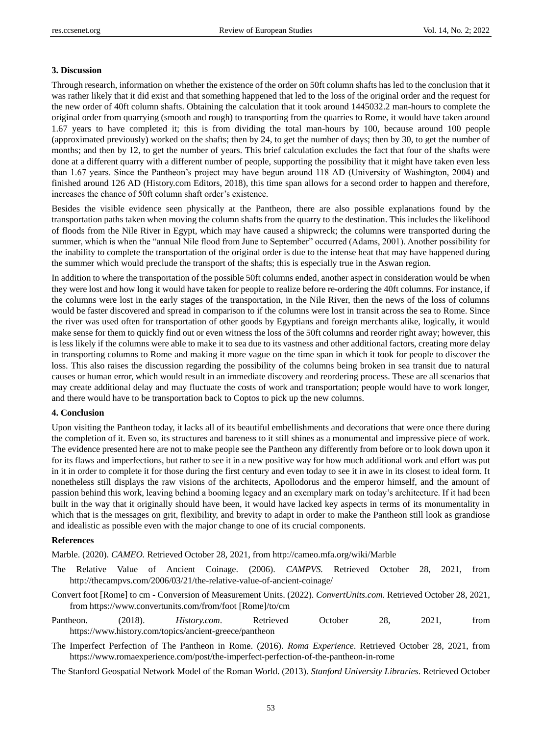### 3. Discussion

Through research, information on whether the existence of the order on 50ft column shafts has led to the conclusion that it was rather likely that it did exist and that something happened that led to the loss of the original order and the request for the new order of 40ft column shafts. Obtaining the calculation that it took around 1445032.2 man-hours to complete the original order from quarrying (smooth and rough) to transporting from the quarries to Rome, it would have taken around 1.67 years to have completed it; this is from dividing the total man-hours by 100, because around 100 people (approximated previously) worked on the shafts; then by 24, to get the number of days; then by 30, to get the number of months; and then by 12, to get the number of years. This brief calculation excludes the fact that four of the shafts were done at a different quarry with a different number of people, supporting the possibility that it might have taken even less than 1.67 years. Since the Pantheon's project may have begun around 118 AD (University of Washington, 2004) and finished around 126 AD (History.com Editors, 2018), this time span allows for a second order to happen and therefore, increases the chance of 50ft column shaft order's existence.

Besides the visible evidence seen physically at the Pantheon, there are also possible explanations found by the transportation paths taken when moving the column shafts from the quarry to the destination. This includes the likelihood of floods from the Nile River in Egypt, which may have caused a shipwreck; the columns were transported during the summer, which is when the "annual Nile flood from June to September" occurred (Adams, 2001). Another possibility for the inability to complete the transportation of the original order is due to the intense heat that may have happened during the summer which would preclude the transport of the shafts; this is especially true in the Aswan region.

In addition to where the transportation of the possible 50ft columns ended, another aspect in consideration would be when they were lost and how long it would have taken for people to realize before re-ordering the 40ft columns. For instance, if the columns were lost in the early stages of the transportation, in the Nile River, then the news of the loss of columns would be faster discovered and spread in comparison to if the columns were lost in transit across the sea to Rome. Since the river was used often for transportation of other goods by Egyptians and foreign merchants alike, logically, it would make sense for them to quickly find out or even witness the loss of the 50ft columns and reorder right away; however, this is less likely if the columns were able to make it to sea due to its vastness and other additional factors, creating more delay in transporting columns to Rome and making it more vague on the time span in which it took for people to discover the loss. This also raises the discussion regarding the possibility of the columns being broken in sea transit due to natural causes or human error, which would result in an immediate discovery and reordering process. These are all scenarios that may create additional delay and may fluctuate the costs of work and transportation; people would have to work longer, and there would have to be transportation back to Coptos to pick up the new columns.

### 4. Conclusion

Upon visiting the Pantheon today, it lacks all of its beautiful embellishments and decorations that were once there during the completion of it. Even so, its structures and bareness to it still shines as a monumental and impressive piece of work. The evidence presented here are not to make people see the Pantheon any differently from before or to look down upon it for its flaws and imperfections, but rather to see it in a new positive way for how much additional work and effort was put in it in order to complete it for those during the first century and even today to see it in awe in its closest to ideal form. It nonetheless still displays the raw visions of the architects, Apollodorus and the emperor himself, and the amount of passion behind this work, leaving behind a booming legacy and an exemplary mark on today's architecture. If it had been built in the way that it originally should have been, it would have lacked key aspects in terms of its monumentality in which that is the messages on grit, flexibility, and brevity to adapt in order to make the Pantheon still look as grandiose and idealistic as possible even with the major change to one of its crucial components.

### References

Marble. (2020). *CAMEO.* Retrieved October 28, 2021, from http://cameo.mfa.org/wiki/Marble

The Relative Value of Ancient Coinage. (2006). *CAMPVS.* Retrieved October 28, 2021, from http://thecampvs.com/2006/03/21/the-relative-value-of-ancient-coinage/

Convert foot [Rome] to cm - Conversion of Measurement Units. (2022). *ConvertUnits.com.* Retrieved October 28, 2021, from https://www.convertunits.com/from/foot [Rome]/to/cm

Pantheon. (2018). *History.com*. Retrieved October 28, 2021, from https://www.history.com/topics/ancient-greece/pantheon

The Imperfect Perfection of The Pantheon in Rome. (2016). *Roma Experience*. Retrieved October 28, 2021, from https://www.romaexperience.com/post/the-imperfect-perfection-of-the-pantheon-in-rome

The Stanford Geospatial Network Model of the Roman World. (2013). *Stanford University Libraries*. Retrieved October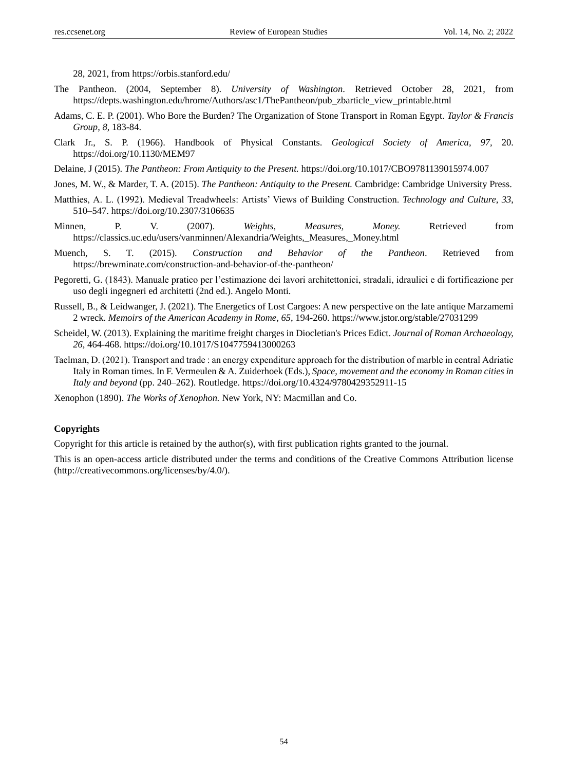28, 2021, from https://orbis.stanford.edu/

The Pantheon. (2004, September 8). *University of Washington*. Retrieved October 28, 2021, from https://depts.washington.edu/hrome/Authors/asc1/ThePantheon/pub_zbarticle_view_printable.html

Adams, C. E. P. (2001). Who Bore the Burden? The Organization of Stone Transport in Roman Egypt. *Taylor & Francis Group*, *8*, 183-84.

Clark Jr., S. P. (1966). Handbook of Physical Constants. *Geological Society of America*, *97*, 20. https://doi.org/10.1130/MEM97

Delaine, J (2015). *The Pantheon: From Antiquity to the Present.* https://doi.org/10.1017/CBO9781139015974.007

Jones, M. W., & Marder, T. A. (2015). *The Pantheon: Antiquity to the Present.* Cambridge: Cambridge University Press.

Matthies, A. L. (1992). Medieval Treadwheels: Artists' Views of Building Construction. *Technology and Culture*, *33*, 510–547. https://doi.org/10.2307/3106635

Minnen, P. V. (2007). *Weights, Measures, Money.* Retrieved from https://classics.uc.edu/users/vanminnen/Alexandria/Weights,_Measures,_Money.html

Muench, S. T. (2015). *Construction and Behavior of the Pantheon*. Retrieved from https://brewminate.com/construction-and-behavior-of-the-pantheon/

Pegoretti, G. (1843). Manuale pratico per l'estimazione dei lavori architettonici, stradali, idraulici e di fortificazione per uso degli ingegneri ed architetti (2nd ed.). Angelo Monti.

Russell, B., & Leidwanger, J. (2021). The Energetics of Lost Cargoes: A new perspective on the late antique Marzamemi 2 wreck. *Memoirs of the American Academy in Rome*, *65*, 194-260. https://www.jstor.org/stable/27031299

Scheidel, W. (2013). Explaining the maritime freight charges in Diocletian's Prices Edict. *Journal of Roman Archaeology, 26*, 464-468. https://doi.org/10.1017/S1047759413000263

Taelman, D. (2021). Transport and trade : an energy expenditure approach for the distribution of marble in central Adriatic Italy in Roman times. In F. Vermeulen & A. Zuiderhoek (Eds.), *Space, movement and the economy in Roman cities in Italy and beyond* (pp. 240–262). Routledge. https://doi.org/10.4324/9780429352911-15

Xenophon (1890). *The Works of Xenophon.* New York, NY: Macmillan and Co.

**Copyrights**

Copyright for this article is retained by the author(s), with first publication rights granted to the journal.

This is an open-access article distributed under the terms and conditions of the Creative Commons Attribution license (http://creativecommons.org/licenses/by/4.0/).